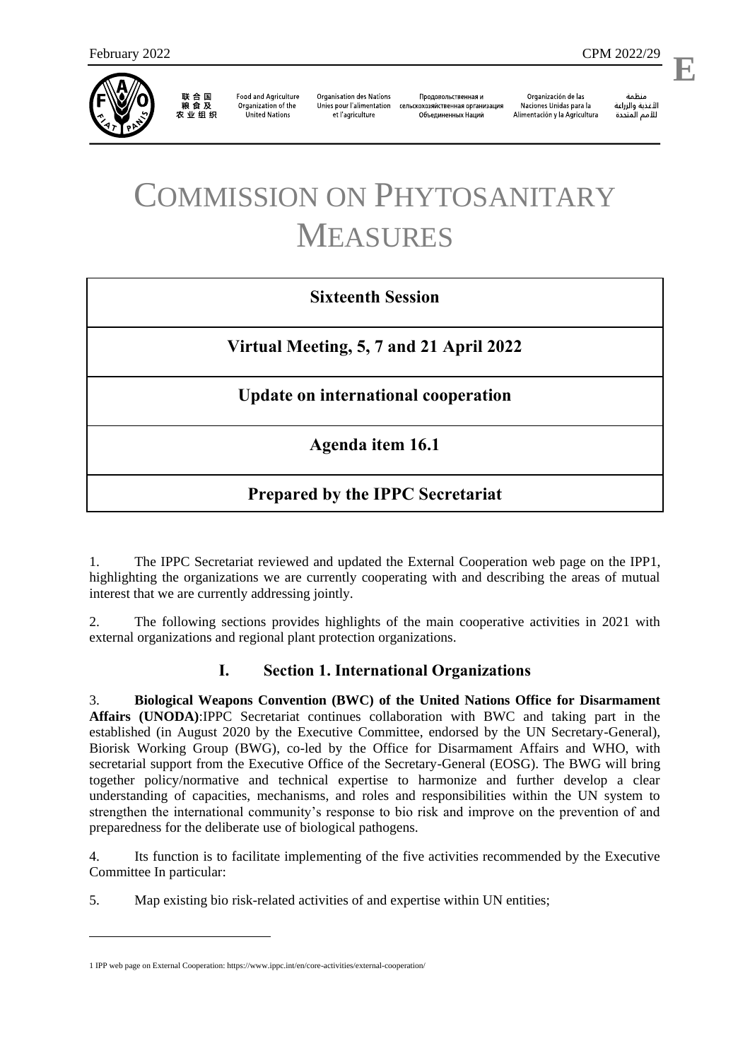# COMMISSION ON PHYTOSANITARY MEASURES

**Sixteenth Session**

**Virtual Meeting, 5, 7 and 21 April 2022**

**Update on international cooperation**

**Agenda item 16.1**

**Prepared by the IPPC Secretariat**

1. The IPPC Secretariat reviewed and updated the External Cooperation web page on the IPP[1], highlighting the organizations we are currently cooperating with and describing the areas of mutual interest that we are currently addressing jointly.

2. The following sections provides highlights of the main cooperative activities in 2021 with external organizations and regional plant protection organizations.

## I. Section 1. International Organizations

3. **Biological Weapons Convention (BWC) of the United Nations Office for Disarmament Affairs (UNODA)**:IPPC Secretariat continues collaboration with BWC and taking part in the established (in August 2020 by the Executive Committee, endorsed by the UN Secretary-General), Biorisk Working Group (BWG), co-led by the Office for Disarmament Affairs and WHO, with secretarial support from the Executive Office of the Secretary-General (EOSG). The BWG will bring together policy/normative and technical expertise to harmonize and further develop a clear understanding of capacities, mechanisms, and roles and responsibilities within the UN system to strengthen the international community's response to bio risk and improve on the prevention of and preparedness for the deliberate use of biological pathogens.

4. Its function is to facilitate implementing of the five activities recommended by the Executive Committee In particular:

5. Map existing bio risk-related activities of and expertise within UN entities;

[1] IPP web page on External Cooperation: https://www.ippc.int/en/core-activities/external-cooperation/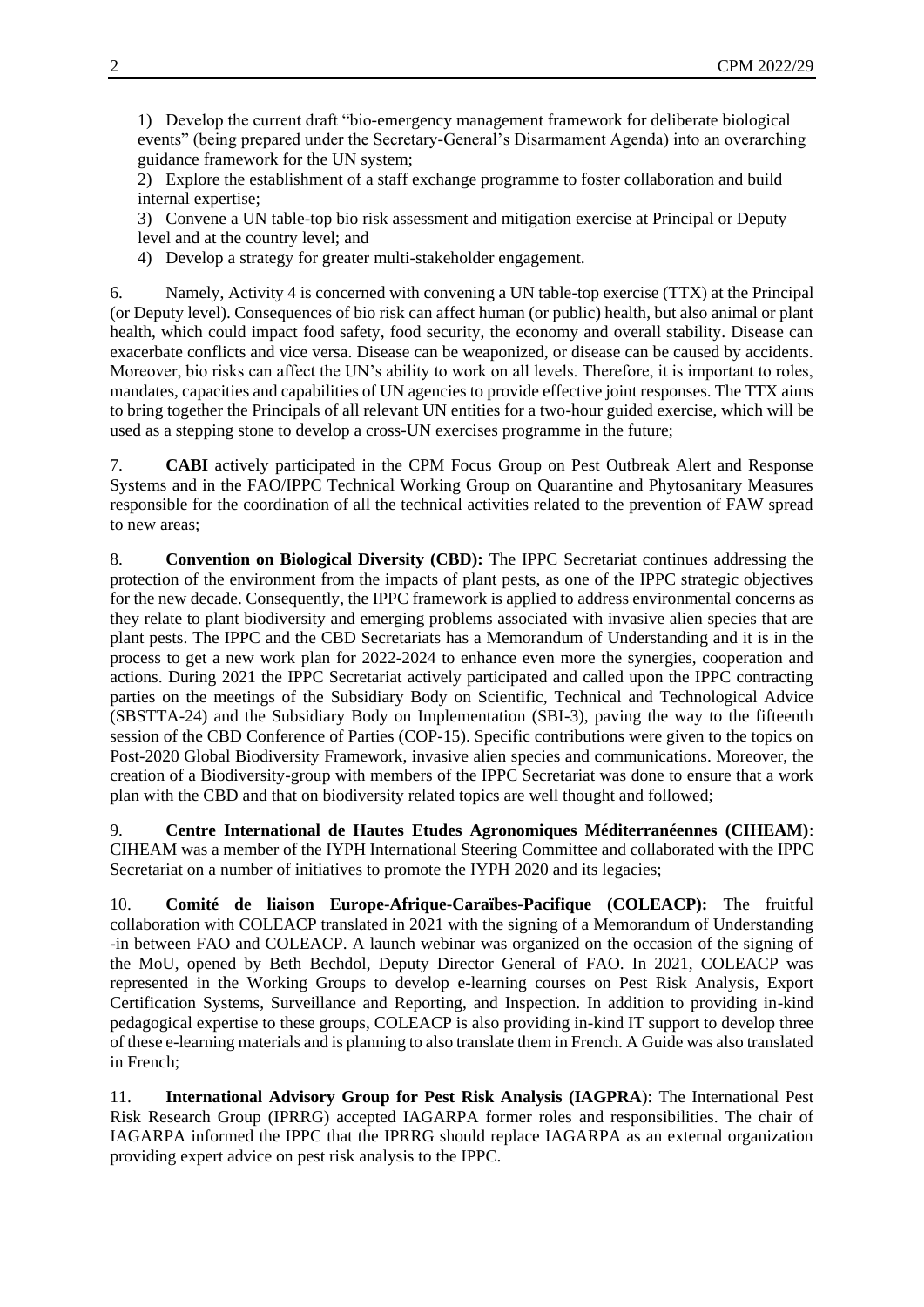1) Develop the current draft "bio-emergency management framework for deliberate biological events" (being prepared under the Secretary-General's Disarmament Agenda) into an overarching guidance framework for the UN system;

2) Explore the establishment of a staff exchange programme to foster collaboration and build internal expertise;

3) Convene a UN table-top bio risk assessment and mitigation exercise at Principal or Deputy level and at the country level; and

4) Develop a strategy for greater multi-stakeholder engagement.

6. Namely, Activity 4 is concerned with convening a UN table-top exercise (TTX) at the Principal (or Deputy level). Consequences of bio risk can affect human (or public) health, but also animal or plant health, which could impact food safety, food security, the economy and overall stability. Disease can exacerbate conflicts and vice versa. Disease can be weaponized, or disease can be caused by accidents. Moreover, bio risks can affect the UN's ability to work on all levels. Therefore, it is important to roles, mandates, capacities and capabilities of UN agencies to provide effective joint responses. The TTX aims to bring together the Principals of all relevant UN entities for a two-hour guided exercise, which will be used as a stepping stone to develop a cross-UN exercises programme in the future;

7. **CABI** actively participated in the CPM Focus Group on Pest Outbreak Alert and Response Systems and in the FAO/IPPC Technical Working Group on Quarantine and Phytosanitary Measures responsible for the coordination of all the technical activities related to the prevention of FAW spread to new areas;

8. **Convention on Biological Diversity (CBD):** The IPPC Secretariat continues addressing the protection of the environment from the impacts of plant pests, as one of the IPPC strategic objectives for the new decade. Consequently, the IPPC framework is applied to address environmental concerns as they relate to plant biodiversity and emerging problems associated with invasive alien species that are plant pests. The IPPC and the CBD Secretariats has a Memorandum of Understanding and it is in the process to get a new work plan for 2022-2024 to enhance even more the synergies, cooperation and actions. During 2021 the IPPC Secretariat actively participated and called upon the IPPC contracting parties on the meetings of the Subsidiary Body on Scientific, Technical and Technological Advice (SBSTTA-24) and the Subsidiary Body on Implementation (SBI-3), paving the way to the fifteenth session of the CBD Conference of Parties (COP-15). Specific contributions were given to the topics on Post-2020 Global Biodiversity Framework, invasive alien species and communications. Moreover, the creation of a Biodiversity-group with members of the IPPC Secretariat was done to ensure that a work plan with the CBD and that on biodiversity related topics are well thought and followed;

9. **Centre International de Hautes Etudes Agronomiques Méditerranéennes (CIHEAM)**: CIHEAM was a member of the IYPH International Steering Committee and collaborated with the IPPC Secretariat on a number of initiatives to promote the IYPH 2020 and its legacies;

10. **Comité de liaison Europe-Afrique-Caraïbes-Pacifique (COLEACP):** The fruitful collaboration with COLEACP translated in 2021 with the signing of a Memorandum of Understanding -in between FAO and COLEACP. A launch webinar was organized on the occasion of the signing of the MoU, opened by Beth Bechdol, Deputy Director General of FAO. In 2021, COLEACP was represented in the Working Groups to develop e-learning courses on Pest Risk Analysis, Export Certification Systems, Surveillance and Reporting, and Inspection. In addition to providing in-kind pedagogical expertise to these groups, COLEACP is also providing in-kind IT support to develop three of these e-learning materials and is planning to also translate them in French. A Guide was also translated in French;

11. **International Advisory Group for Pest Risk Analysis (IAGPRA**): The International Pest Risk Research Group (IPRRG) accepted IAGARPA former roles and responsibilities. The chair of IAGARPA informed the IPPC that the IPRRG should replace IAGARPA as an external organization providing expert advice on pest risk analysis to the IPPC.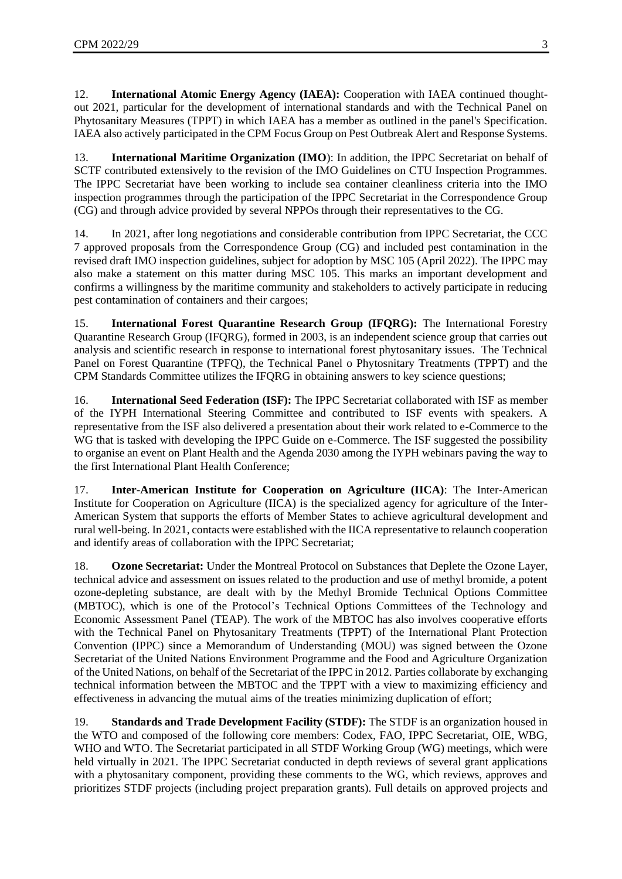12. **International Atomic Energy Agency (IAEA):** Cooperation with IAEA continued thought-out 2021, particular for the development of international standards and with the Technical Panel on Phytosanitary Measures (TPPT) in which IAEA has a member as outlined in the panel's Specification. IAEA also actively participated in the CPM Focus Group on Pest Outbreak Alert and Response Systems.

13. **International Maritime Organization (IMO**): In addition, the IPPC Secretariat on behalf of SCTF contributed extensively to the revision of the IMO Guidelines on CTU Inspection Programmes. The IPPC Secretariat have been working to include sea container cleanliness criteria into the IMO inspection programmes through the participation of the IPPC Secretariat in the Correspondence Group (CG) and through advice provided by several NPPOs through their representatives to the CG.

14. In 2021, after long negotiations and considerable contribution from IPPC Secretariat, the CCC 7 approved proposals from the Correspondence Group (CG) and included pest contamination in the revised draft IMO inspection guidelines, subject for adoption by MSC 105 (April 2022). The IPPC may also make a statement on this matter during MSC 105. This marks an important development and confirms a willingness by the maritime community and stakeholders to actively participate in reducing pest contamination of containers and their cargoes;

15. **International Forest Quarantine Research Group (IFQRG):** The International Forestry Quarantine Research Group (IFQRG), formed in 2003, is an independent science group that carries out analysis and scientific research in response to international forest phytosanitary issues. The Technical Panel on Forest Quarantine (TPFQ), the Technical Panel o Phytosnitary Treatments (TPPT) and the CPM Standards Committee utilizes the IFQRG in obtaining answers to key science questions;

16. **International Seed Federation (ISF):** The IPPC Secretariat collaborated with ISF as member of the IYPH International Steering Committee and contributed to ISF events with speakers. A representative from the ISF also delivered a presentation about their work related to e-Commerce to the WG that is tasked with developing the IPPC Guide on e-Commerce. The ISF suggested the possibility to organise an event on Plant Health and the Agenda 2030 among the IYPH webinars paving the way to the first International Plant Health Conference;

17. **Inter-American Institute for Cooperation on Agriculture (IICA)**: The Inter-American Institute for Cooperation on Agriculture (IICA) is the specialized agency for agriculture of the Inter-American System that supports the efforts of Member States to achieve agricultural development and rural well-being. In 2021, contacts were established with the IICA representative to relaunch cooperation and identify areas of collaboration with the IPPC Secretariat;

18. **Ozone Secretariat:** Under the Montreal Protocol on Substances that Deplete the Ozone Layer, technical advice and assessment on issues related to the production and use of methyl bromide, a potent ozone-depleting substance, are dealt with by the Methyl Bromide Technical Options Committee (MBTOC), which is one of the Protocol's Technical Options Committees of the Technology and Economic Assessment Panel (TEAP). The work of the MBTOC has also involves cooperative efforts with the Technical Panel on Phytosanitary Treatments (TPPT) of the International Plant Protection Convention (IPPC) since a Memorandum of Understanding (MOU) was signed between the Ozone Secretariat of the United Nations Environment Programme and the Food and Agriculture Organization of the United Nations, on behalf of the Secretariat of the IPPC in 2012. Parties collaborate by exchanging technical information between the MBTOC and the TPPT with a view to maximizing efficiency and effectiveness in advancing the mutual aims of the treaties minimizing duplication of effort;

19. **Standards and Trade Development Facility (STDF):** The STDF is an organization housed in the WTO and composed of the following core members: Codex, FAO, IPPC Secretariat, OIE, WBG, WHO and WTO. The Secretariat participated in all STDF Working Group (WG) meetings, which were held virtually in 2021. The IPPC Secretariat conducted in depth reviews of several grant applications with a phytosanitary component, providing these comments to the WG, which reviews, approves and prioritizes STDF projects (including project preparation grants). Full details on approved projects and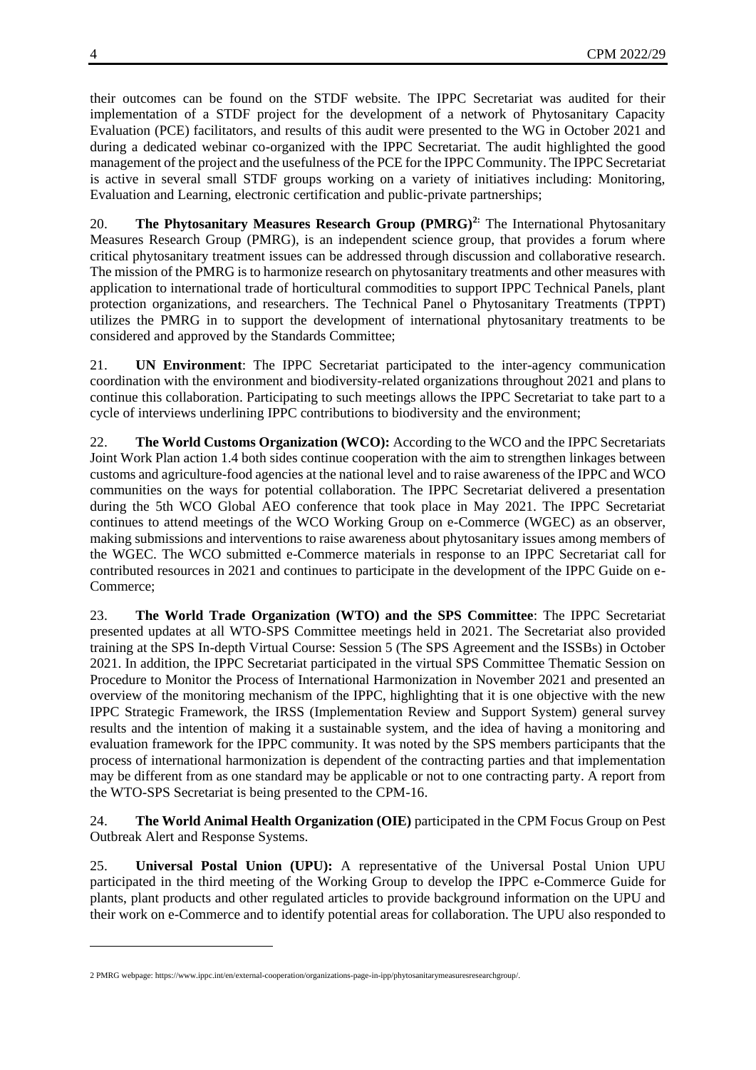their outcomes can be found on the STDF website. The IPPC Secretariat was audited for their implementation of a STDF project for the development of a network of Phytosanitary Capacity Evaluation (PCE) facilitators, and results of this audit were presented to the WG in October 2021 and during a dedicated webinar co-organized with the IPPC Secretariat. The audit highlighted the good management of the project and the usefulness of the PCE for the IPPC Community. The IPPC Secretariat is active in several small STDF groups working on a variety of initiatives including: Monitoring, Evaluation and Learning, electronic certification and public-private partnerships;

20. **The Phytosanitary Measures Research Group (PMRG)[2]:** The International Phytosanitary Measures Research Group (PMRG), is an independent science group, that provides a forum where critical phytosanitary treatment issues can be addressed through discussion and collaborative research. The mission of the PMRG is to harmonize research on phytosanitary treatments and other measures with application to international trade of horticultural commodities to support IPPC Technical Panels, plant protection organizations, and researchers. The Technical Panel o Phytosanitary Treatments (TPPT) utilizes the PMRG in to support the development of international phytosanitary treatments to be considered and approved by the Standards Committee;

21. **UN Environment**: The IPPC Secretariat participated to the inter-agency communication coordination with the environment and biodiversity-related organizations throughout 2021 and plans to continue this collaboration. Participating to such meetings allows the IPPC Secretariat to take part to a cycle of interviews underlining IPPC contributions to biodiversity and the environment;

22. **The World Customs Organization (WCO):** According to the WCO and the IPPC Secretariats Joint Work Plan action 1.4 both sides continue cooperation with the aim to strengthen linkages between customs and agriculture-food agencies at the national level and to raise awareness of the IPPC and WCO communities on the ways for potential collaboration. The IPPC Secretariat delivered a presentation during the 5th WCO Global AEO conference that took place in May 2021. The IPPC Secretariat continues to attend meetings of the WCO Working Group on e-Commerce (WGEC) as an observer, making submissions and interventions to raise awareness about phytosanitary issues among members of the WGEC. The WCO submitted e-Commerce materials in response to an IPPC Secretariat call for contributed resources in 2021 and continues to participate in the development of the IPPC Guide on e-Commerce;

23. **The World Trade Organization (WTO) and the SPS Committee**: The IPPC Secretariat presented updates at all WTO-SPS Committee meetings held in 2021. The Secretariat also provided training at the SPS In-depth Virtual Course: Session 5 (The SPS Agreement and the ISSBs) in October 2021. In addition, the IPPC Secretariat participated in the virtual SPS Committee Thematic Session on Procedure to Monitor the Process of International Harmonization in November 2021 and presented an overview of the monitoring mechanism of the IPPC, highlighting that it is one objective with the new IPPC Strategic Framework, the IRSS (Implementation Review and Support System) general survey results and the intention of making it a sustainable system, and the idea of having a monitoring and evaluation framework for the IPPC community. It was noted by the SPS members participants that the process of international harmonization is dependent of the contracting parties and that implementation may be different from as one standard may be applicable or not to one contracting party. A report from the WTO-SPS Secretariat is being presented to the CPM-16.

24. **The World Animal Health Organization (OIE)** participated in the CPM Focus Group on Pest Outbreak Alert and Response Systems.

25. **Universal Postal Union (UPU):** A representative of the Universal Postal Union UPU participated in the third meeting of the Working Group to develop the IPPC e-Commerce Guide for plants, plant products and other regulated articles to provide background information on the UPU and their work on e-Commerce and to identify potential areas for collaboration. The UPU also responded to

---

[2] PMRG webpage: https://www.ippc.int/en/external-cooperation/organizations-page-in-ipp/phytosanitarymeasuresresearchgroup/.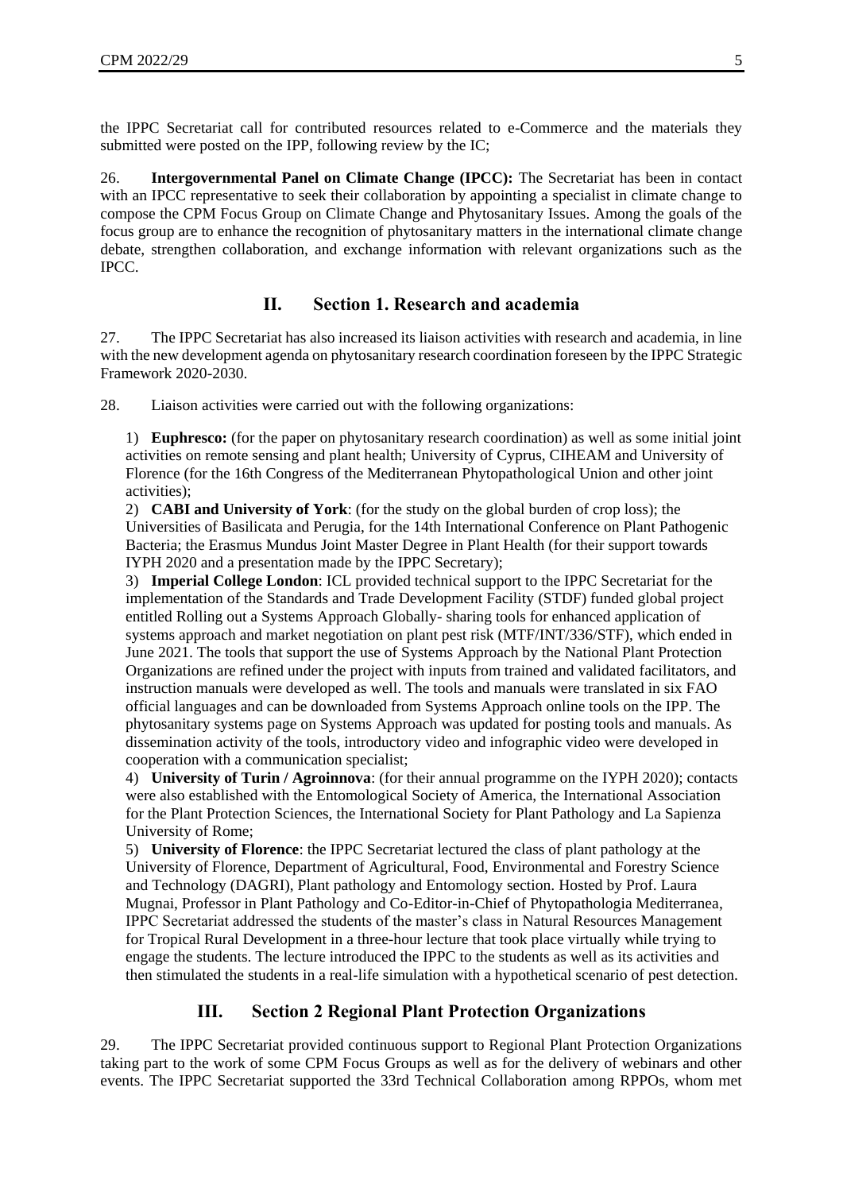the IPPC Secretariat call for contributed resources related to e-Commerce and the materials they submitted were posted on the IPP, following review by the IC;

26. **Intergovernmental Panel on Climate Change (IPCC):** The Secretariat has been in contact with an IPCC representative to seek their collaboration by appointing a specialist in climate change to compose the CPM Focus Group on Climate Change and Phytosanitary Issues. Among the goals of the focus group are to enhance the recognition of phytosanitary matters in the international climate change debate, strengthen collaboration, and exchange information with relevant organizations such as the IPCC.

## II. Section 1. Research and academia

27. The IPPC Secretariat has also increased its liaison activities with research and academia, in line with the new development agenda on phytosanitary research coordination foreseen by the IPPC Strategic Framework 2020-2030.

28. Liaison activities were carried out with the following organizations:

1) **Euphresco:** (for the paper on phytosanitary research coordination) as well as some initial joint activities on remote sensing and plant health; University of Cyprus, CIHEAM and University of Florence (for the 16th Congress of the Mediterranean Phytopathological Union and other joint activities);
2) **CABI and University of York**: (for the study on the global burden of crop loss); the Universities of Basilicata and Perugia, for the 14th International Conference on Plant Pathogenic Bacteria; the Erasmus Mundus Joint Master Degree in Plant Health (for their support towards IYPH 2020 and a presentation made by the IPPC Secretary);
3) **Imperial College London**: ICL provided technical support to the IPPC Secretariat for the implementation of the Standards and Trade Development Facility (STDF) funded global project entitled Rolling out a Systems Approach Globally- sharing tools for enhanced application of systems approach and market negotiation on plant pest risk (MTF/INT/336/STF), which ended in June 2021. The tools that support the use of Systems Approach by the National Plant Protection Organizations are refined under the project with inputs from trained and validated facilitators, and instruction manuals were developed as well. The tools and manuals were translated in six FAO official languages and can be downloaded from Systems Approach online tools on the IPP. The phytosanitary systems page on Systems Approach was updated for posting tools and manuals. As dissemination activity of the tools, introductory video and infographic video were developed in cooperation with a communication specialist;
4) **University of Turin / Agroinnova**: (for their annual programme on the IYPH 2020); contacts were also established with the Entomological Society of America, the International Association for the Plant Protection Sciences, the International Society for Plant Pathology and La Sapienza University of Rome;
5) **University of Florence**: the IPPC Secretariat lectured the class of plant pathology at the University of Florence, Department of Agricultural, Food, Environmental and Forestry Science and Technology (DAGRI), Plant pathology and Entomology section. Hosted by Prof. Laura Mugnai, Professor in Plant Pathology and Co-Editor-in-Chief of Phytopathologia Mediterranea, IPPC Secretariat addressed the students of the master's class in Natural Resources Management for Tropical Rural Development in a three-hour lecture that took place virtually while trying to engage the students. The lecture introduced the IPPC to the students as well as its activities and then stimulated the students in a real-life simulation with a hypothetical scenario of pest detection.

## III. Section 2 Regional Plant Protection Organizations

29. The IPPC Secretariat provided continuous support to Regional Plant Protection Organizations taking part to the work of some CPM Focus Groups as well as for the delivery of webinars and other events. The IPPC Secretariat supported the 33rd Technical Collaboration among RPPOs, whom met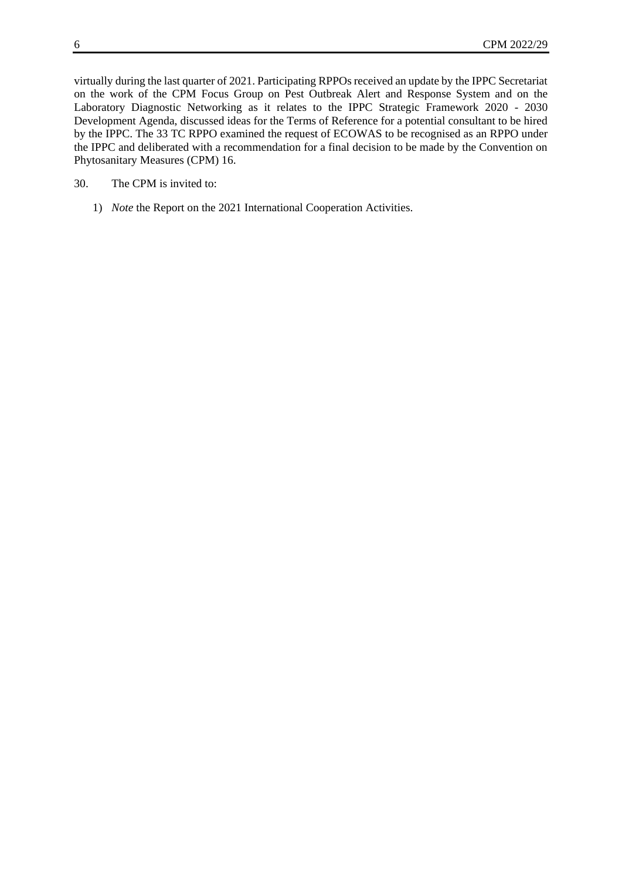virtually during the last quarter of 2021. Participating RPPOs received an update by the IPPC Secretariat on the work of the CPM Focus Group on Pest Outbreak Alert and Response System and on the Laboratory Diagnostic Networking as it relates to the IPPC Strategic Framework 2020 - 2030 Development Agenda, discussed ideas for the Terms of Reference for a potential consultant to be hired by the IPPC. The 33 TC RPPO examined the request of ECOWAS to be recognised as an RPPO under the IPPC and deliberated with a recommendation for a final decision to be made by the Convention on Phytosanitary Measures (CPM) 16.

30. The CPM is invited to:

1) *Note* the Report on the 2021 International Cooperation Activities.